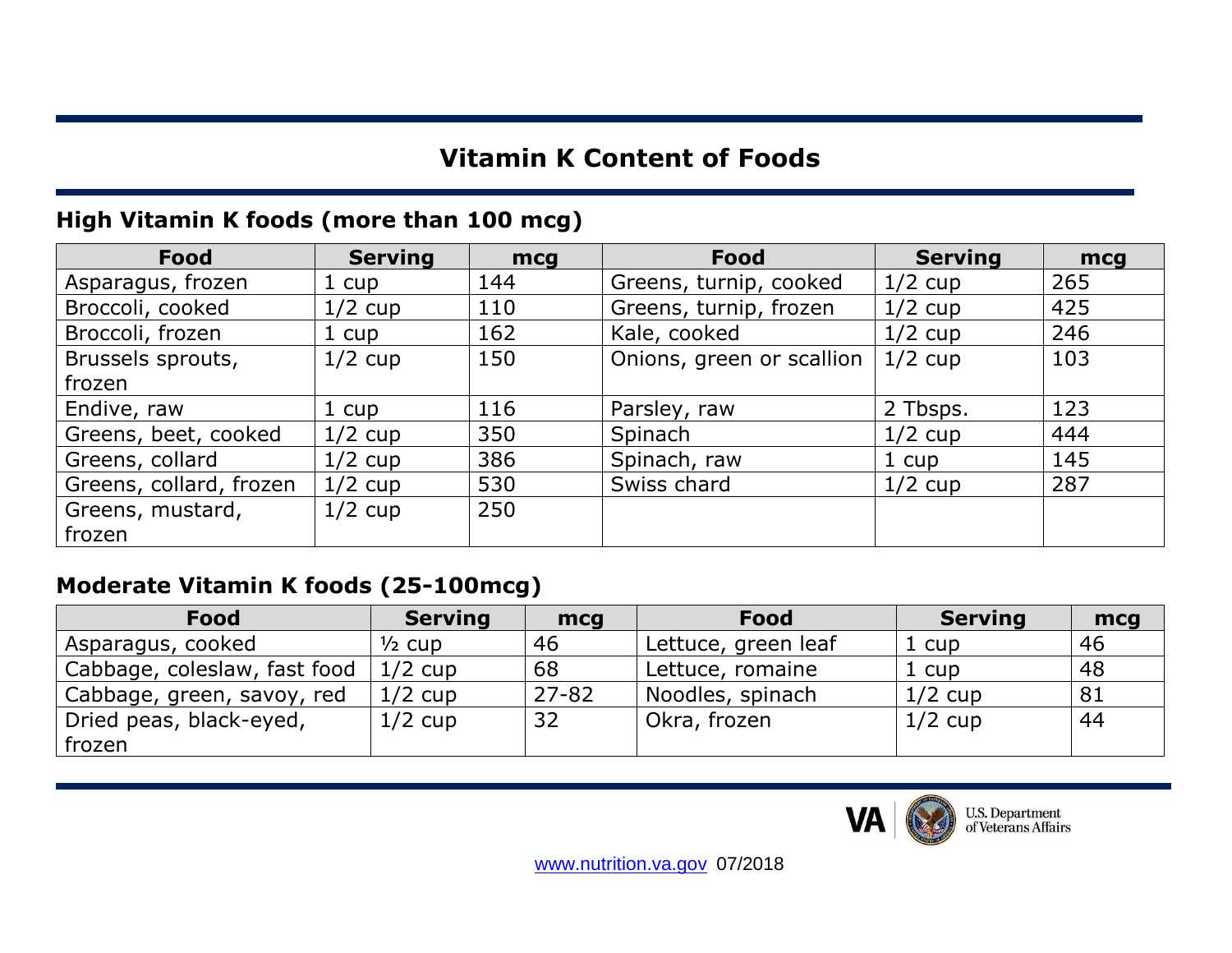# Vitamin K Content of Foods

## High Vitamin K foods (more than 100 mcg)

| Food | Serving | mcg | Food | Serving | mcg |
|---|---|---|---|---|---|
| Asparagus, frozen | 1 cup | 144 | Greens, turnip, cooked | 1/2 cup | 265 |
| Broccoli, cooked | 1/2 cup | 110 | Greens, turnip, frozen | 1/2 cup | 425 |
| Broccoli, frozen | 1 cup | 162 | Kale, cooked | 1/2 cup | 246 |
| Brussels sprouts, frozen | 1/2 cup | 150 | Onions, green or scallion | 1/2 cup | 103 |
| Endive, raw | 1 cup | 116 | Parsley, raw | 2 Tbsps. | 123 |
| Greens, beet, cooked | 1/2 cup | 350 | Spinach | 1/2 cup | 444 |
| Greens, collard | 1/2 cup | 386 | Spinach, raw | 1 cup | 145 |
| Greens, collard, frozen | 1/2 cup | 530 | Swiss chard | 1/2 cup | 287 |
| Greens, mustard, frozen | 1/2 cup | 250 | | | |

## Moderate Vitamin K foods (25-100mcg)

| Food | Serving | mcg | Food | Serving | mcg |
|---|---|---|---|---|---|
| Asparagus, cooked | ½ cup | 46 | Lettuce, green leaf | 1 cup | 46 |
| Cabbage, coleslaw, fast food | 1/2 cup | 68 | Lettuce, romaine | 1 cup | 48 |
| Cabbage, green, savoy, red | 1/2 cup | 27-82 | Noodles, spinach | 1/2 cup | 81 |
| Dried peas, black-eyed, frozen | 1/2 cup | 32 | Okra, frozen | 1/2 cup | 44 |

VA | U.S. Department of Veterans Affairs

www.nutrition.va.gov 07/2018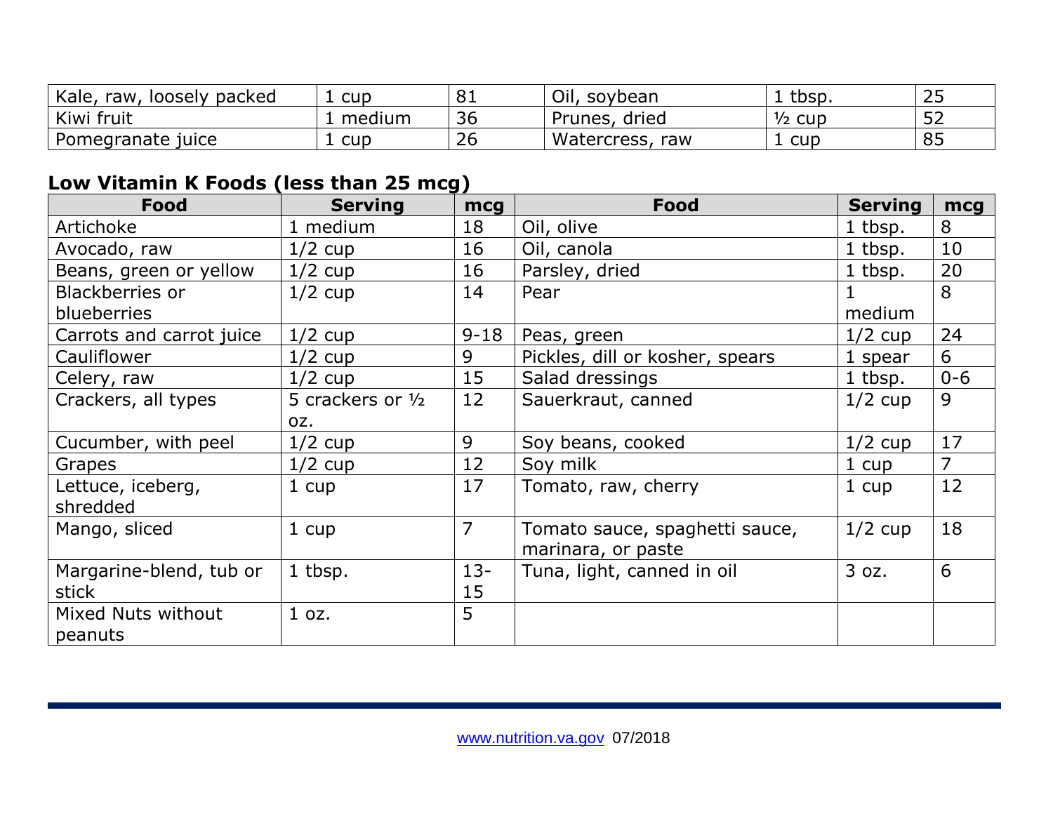| Kale, raw, loosely packed | 1 cup | 81 | Oil, soybean | 1 tbsp. | 25 |
|---|---|---|---|---|---|
| Kiwi fruit | 1 medium | 36 | Prunes, dried | ½ cup | 52 |
| Pomegranate juice | 1 cup | 26 | Watercress, raw | 1 cup | 85 |

### Low Vitamin K Foods (less than 25 mcg)

| Food | Serving | mcg | Food | Serving | mcg |
|---|---|---|---|---|---|
| Artichoke | 1 medium | 18 | Oil, olive | 1 tbsp. | 8 |
| Avocado, raw | 1/2 cup | 16 | Oil, canola | 1 tbsp. | 10 |
| Beans, green or yellow | 1/2 cup | 16 | Parsley, dried | 1 tbsp. | 20 |
| Blackberries or blueberries | 1/2 cup | 14 | Pear | 1 medium | 8 |
| Carrots and carrot juice | 1/2 cup | 9-18 | Peas, green | 1/2 cup | 24 |
| Cauliflower | 1/2 cup | 9 | Pickles, dill or kosher, spears | 1 spear | 6 |
| Celery, raw | 1/2 cup | 15 | Salad dressings | 1 tbsp. | 0-6 |
| Crackers, all types | 5 crackers or ½ oz. | 12 | Sauerkraut, canned | 1/2 cup | 9 |
| Cucumber, with peel | 1/2 cup | 9 | Soy beans, cooked | 1/2 cup | 17 |
| Grapes | 1/2 cup | 12 | Soy milk | 1 cup | 7 |
| Lettuce, iceberg, shredded | 1 cup | 17 | Tomato, raw, cherry | 1 cup | 12 |
| Mango, sliced | 1 cup | 7 | Tomato sauce, spaghetti sauce, marinara, or paste | 1/2 cup | 18 |
| Margarine-blend, tub or stick | 1 tbsp. | 13-15 | Tuna, light, canned in oil | 3 oz. | 6 |
| Mixed Nuts without peanuts | 1 oz. | 5 | | | |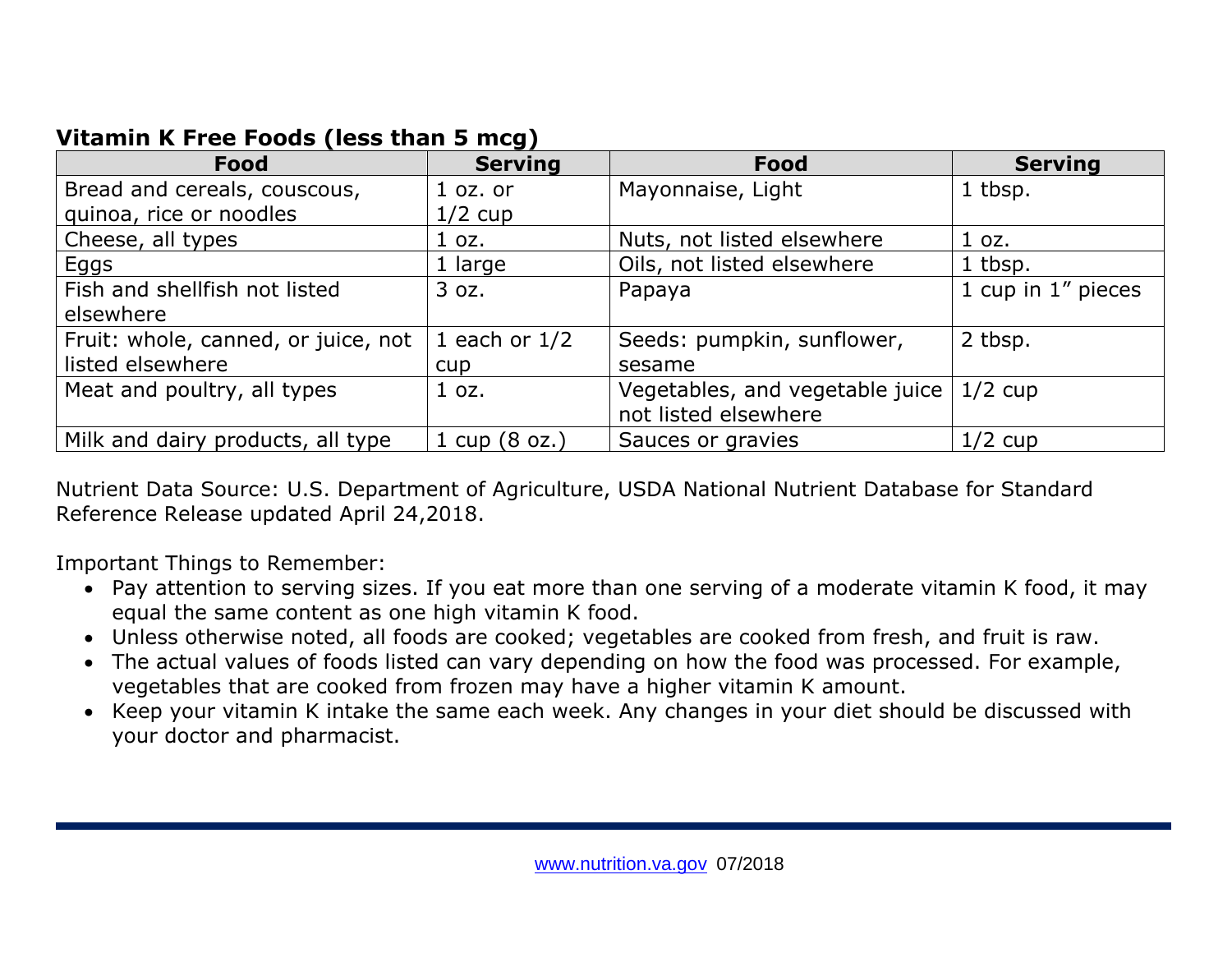### Vitamin K Free Foods (less than 5 mcg)

| Food | Serving | Food | Serving |
|---|---|---|---|
| Bread and cereals, couscous, quinoa, rice or noodles | 1 oz. or 1/2 cup | Mayonnaise, Light | 1 tbsp. |
| Cheese, all types | 1 oz. | Nuts, not listed elsewhere | 1 oz. |
| Eggs | 1 large | Oils, not listed elsewhere | 1 tbsp. |
| Fish and shellfish not listed elsewhere | 3 oz. | Papaya | 1 cup in 1" pieces |
| Fruit: whole, canned, or juice, not listed elsewhere | 1 each or 1/2 cup | Seeds: pumpkin, sunflower, sesame | 2 tbsp. |
| Meat and poultry, all types | 1 oz. | Vegetables, and vegetable juice not listed elsewhere | 1/2 cup |
| Milk and dairy products, all type | 1 cup (8 oz.) | Sauces or gravies | 1/2 cup |

Nutrient Data Source: U.S. Department of Agriculture, USDA National Nutrient Database for Standard Reference Release updated April 24,2018.

Important Things to Remember:

- Pay attention to serving sizes. If you eat more than one serving of a moderate vitamin K food, it may equal the same content as one high vitamin K food.
- Unless otherwise noted, all foods are cooked; vegetables are cooked from fresh, and fruit is raw.
- The actual values of foods listed can vary depending on how the food was processed. For example, vegetables that are cooked from frozen may have a higher vitamin K amount.
- Keep your vitamin K intake the same each week. Any changes in your diet should be discussed with your doctor and pharmacist.

www.nutrition.va.gov 07/2018